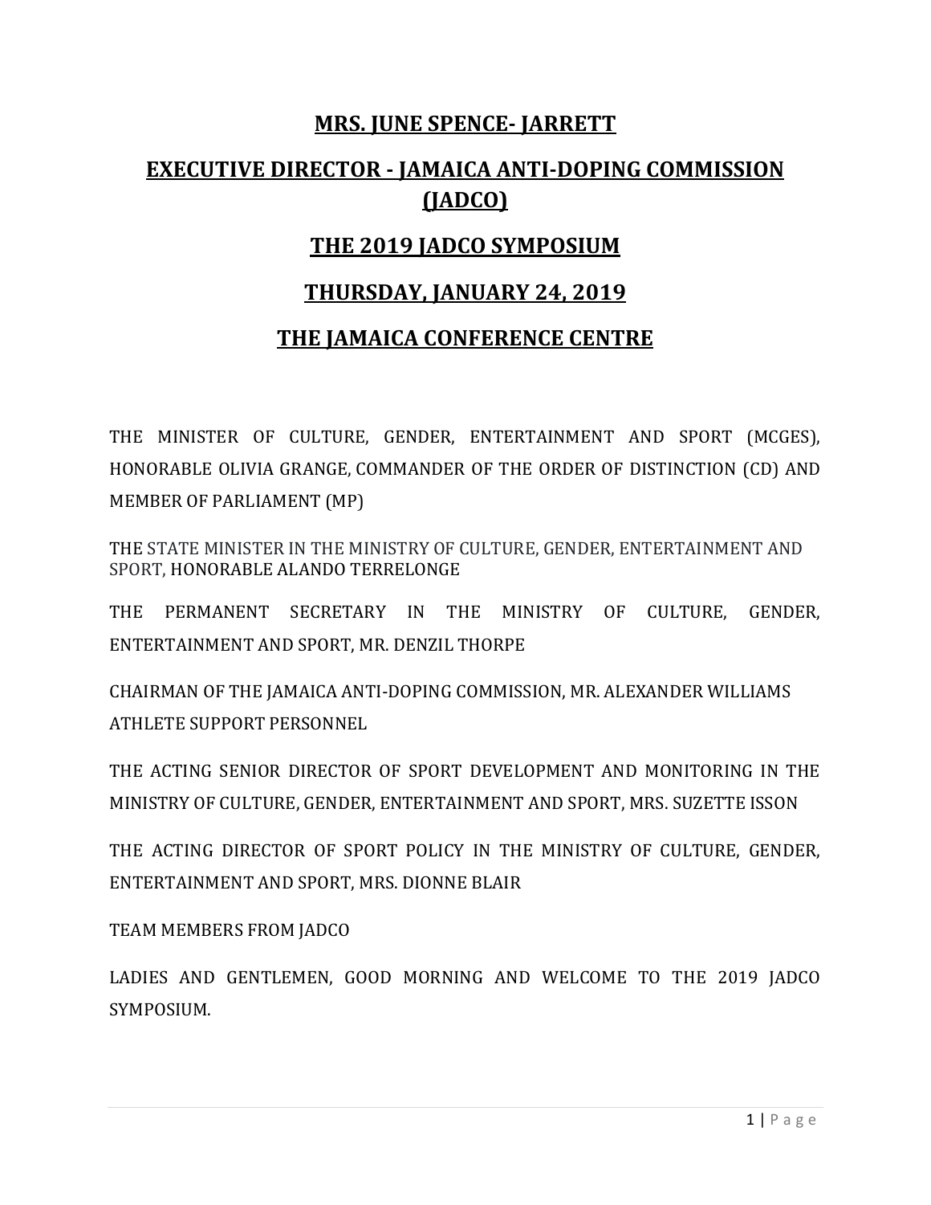# MRS. JUNE SPENCE- JARRETT

## EXECUTIVE DIRECTOR - JAMAICA ANTI-DOPING COMMISSION (JADCO)

## THE 2019 JADCO SYMPOSIUM

## THURSDAY, JANUARY 24, 2019

## THE JAMAICA CONFERENCE CENTRE

THE MINISTER OF CULTURE, GENDER, ENTERTAINMENT AND SPORT (MCGES), HONORABLE OLIVIA GRANGE, COMMANDER OF THE ORDER OF DISTINCTION (CD) AND MEMBER OF PARLIAMENT (MP)

THE STATE MINISTER IN THE MINISTRY OF CULTURE, GENDER, ENTERTAINMENT AND SPORT, HONORABLE ALANDO TERRELONGE

THE PERMANENT SECRETARY IN THE MINISTRY OF CULTURE, GENDER, ENTERTAINMENT AND SPORT, MR. DENZIL THORPE

CHAIRMAN OF THE JAMAICA ANTI-DOPING COMMISSION, MR. ALEXANDER WILLIAMS
ATHLETE SUPPORT PERSONNEL

THE ACTING SENIOR DIRECTOR OF SPORT DEVELOPMENT AND MONITORING IN THE MINISTRY OF CULTURE, GENDER, ENTERTAINMENT AND SPORT, MRS. SUZETTE ISSON

THE ACTING DIRECTOR OF SPORT POLICY IN THE MINISTRY OF CULTURE, GENDER, ENTERTAINMENT AND SPORT, MRS. DIONNE BLAIR

TEAM MEMBERS FROM JADCO

LADIES AND GENTLEMEN, GOOD MORNING AND WELCOME TO THE 2019 JADCO SYMPOSIUM.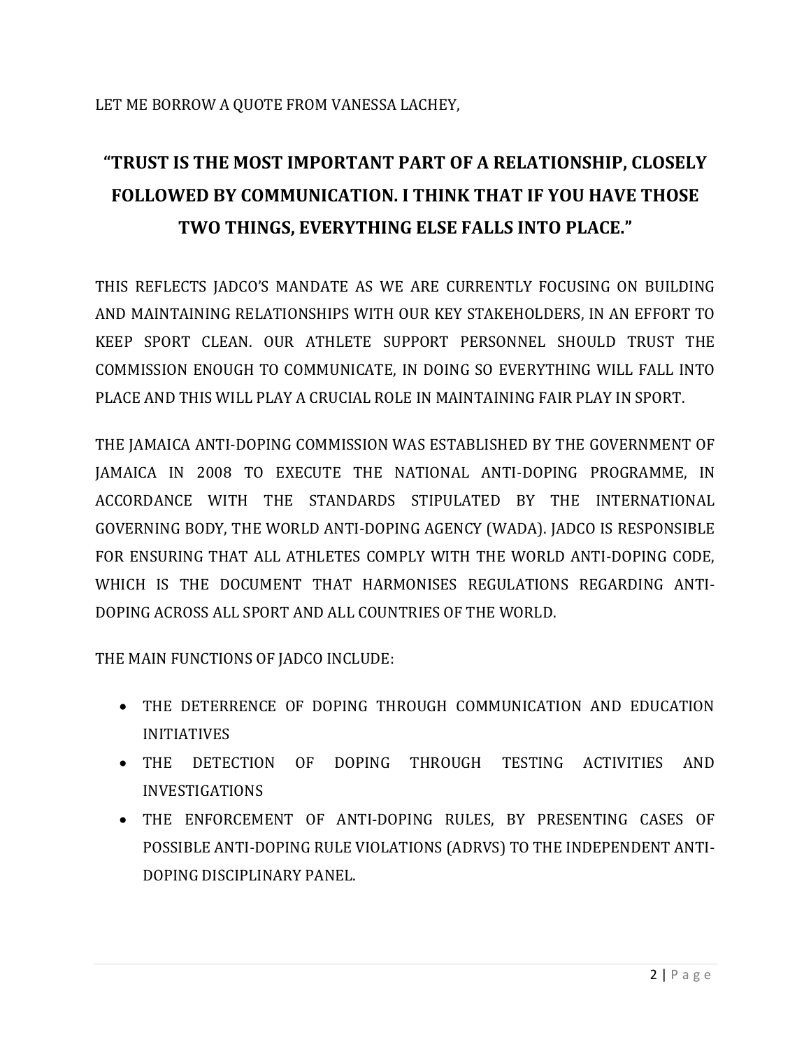LET ME BORROW A QUOTE FROM VANESSA LACHEY,

**"TRUST IS THE MOST IMPORTANT PART OF A RELATIONSHIP, CLOSELY FOLLOWED BY COMMUNICATION. I THINK THAT IF YOU HAVE THOSE TWO THINGS, EVERYTHING ELSE FALLS INTO PLACE."**

THIS REFLECTS JADCO'S MANDATE AS WE ARE CURRENTLY FOCUSING ON BUILDING AND MAINTAINING RELATIONSHIPS WITH OUR KEY STAKEHOLDERS, IN AN EFFORT TO KEEP SPORT CLEAN. OUR ATHLETE SUPPORT PERSONNEL SHOULD TRUST THE COMMISSION ENOUGH TO COMMUNICATE, IN DOING SO EVERYTHING WILL FALL INTO PLACE AND THIS WILL PLAY A CRUCIAL ROLE IN MAINTAINING FAIR PLAY IN SPORT.

THE JAMAICA ANTI-DOPING COMMISSION WAS ESTABLISHED BY THE GOVERNMENT OF JAMAICA IN 2008 TO EXECUTE THE NATIONAL ANTI-DOPING PROGRAMME, IN ACCORDANCE WITH THE STANDARDS STIPULATED BY THE INTERNATIONAL GOVERNING BODY, THE WORLD ANTI-DOPING AGENCY (WADA). JADCO IS RESPONSIBLE FOR ENSURING THAT ALL ATHLETES COMPLY WITH THE WORLD ANTI-DOPING CODE, WHICH IS THE DOCUMENT THAT HARMONISES REGULATIONS REGARDING ANTI-DOPING ACROSS ALL SPORT AND ALL COUNTRIES OF THE WORLD.

THE MAIN FUNCTIONS OF JADCO INCLUDE:

- THE DETERRENCE OF DOPING THROUGH COMMUNICATION AND EDUCATION INITIATIVES
- THE DETECTION OF DOPING THROUGH TESTING ACTIVITIES AND INVESTIGATIONS
- THE ENFORCEMENT OF ANTI-DOPING RULES, BY PRESENTING CASES OF POSSIBLE ANTI-DOPING RULE VIOLATIONS (ADRVS) TO THE INDEPENDENT ANTI-DOPING DISCIPLINARY PANEL.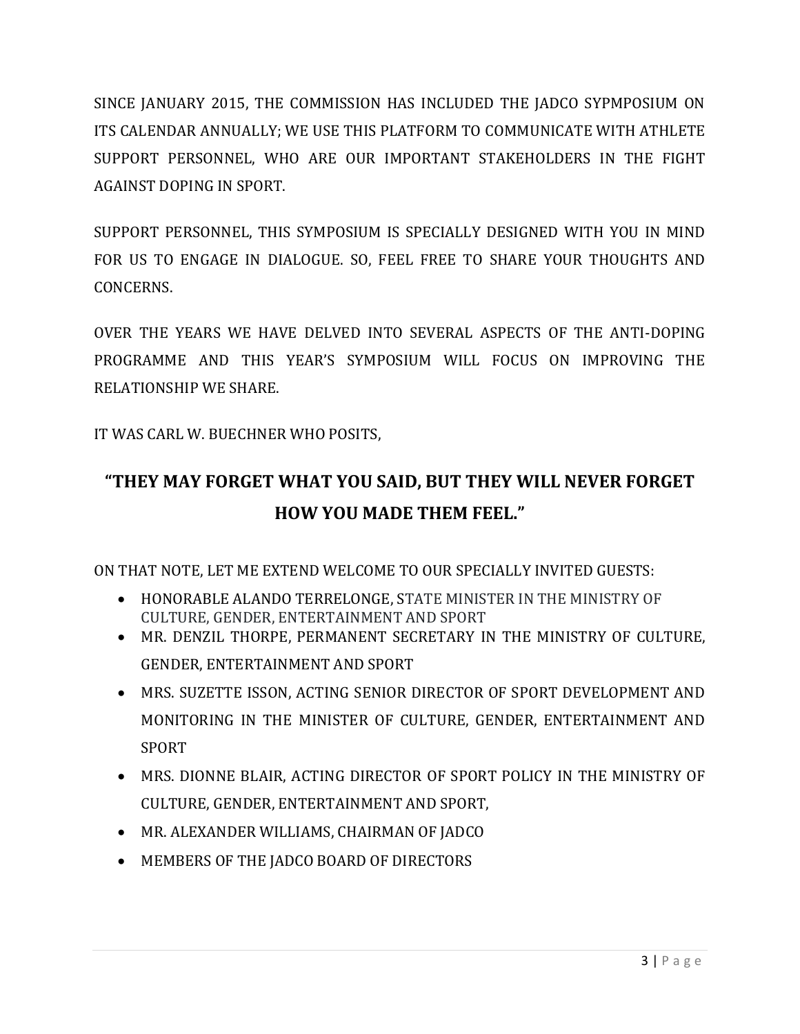SINCE JANUARY 2015, THE COMMISSION HAS INCLUDED THE JADCO SYPMPOSIUM ON ITS CALENDAR ANNUALLY; WE USE THIS PLATFORM TO COMMUNICATE WITH ATHLETE SUPPORT PERSONNEL, WHO ARE OUR IMPORTANT STAKEHOLDERS IN THE FIGHT AGAINST DOPING IN SPORT.

SUPPORT PERSONNEL, THIS SYMPOSIUM IS SPECIALLY DESIGNED WITH YOU IN MIND FOR US TO ENGAGE IN DIALOGUE. SO, FEEL FREE TO SHARE YOUR THOUGHTS AND CONCERNS.

OVER THE YEARS WE HAVE DELVED INTO SEVERAL ASPECTS OF THE ANTI-DOPING PROGRAMME AND THIS YEAR'S SYMPOSIUM WILL FOCUS ON IMPROVING THE RELATIONSHIP WE SHARE.

IT WAS CARL W. BUECHNER WHO POSITS,

**"THEY MAY FORGET WHAT YOU SAID, BUT THEY WILL NEVER FORGET HOW YOU MADE THEM FEEL."**

ON THAT NOTE, LET ME EXTEND WELCOME TO OUR SPECIALLY INVITED GUESTS:

- HONORABLE ALANDO TERRELONGE, STATE MINISTER IN THE MINISTRY OF CULTURE, GENDER, ENTERTAINMENT AND SPORT
- MR. DENZIL THORPE, PERMANENT SECRETARY IN THE MINISTRY OF CULTURE, GENDER, ENTERTAINMENT AND SPORT
- MRS. SUZETTE ISSON, ACTING SENIOR DIRECTOR OF SPORT DEVELOPMENT AND MONITORING IN THE MINISTER OF CULTURE, GENDER, ENTERTAINMENT AND SPORT
- MRS. DIONNE BLAIR, ACTING DIRECTOR OF SPORT POLICY IN THE MINISTRY OF CULTURE, GENDER, ENTERTAINMENT AND SPORT,
- MR. ALEXANDER WILLIAMS, CHAIRMAN OF JADCO
- MEMBERS OF THE JADCO BOARD OF DIRECTORS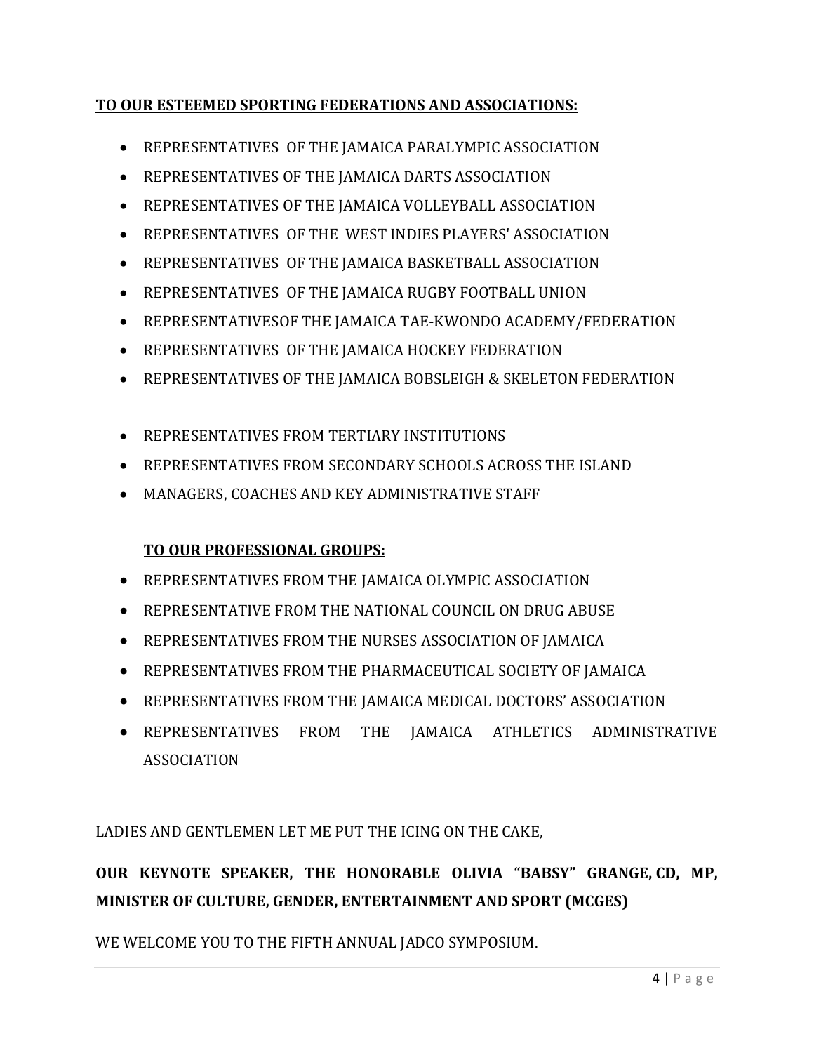**TO OUR ESTEEMED SPORTING FEDERATIONS AND ASSOCIATIONS:**

- REPRESENTATIVES OF THE JAMAICA PARALYMPIC ASSOCIATION
- REPRESENTATIVES OF THE JAMAICA DARTS ASSOCIATION
- REPRESENTATIVES OF THE JAMAICA VOLLEYBALL ASSOCIATION
- REPRESENTATIVES OF THE WEST INDIES PLAYERS' ASSOCIATION
- REPRESENTATIVES OF THE JAMAICA BASKETBALL ASSOCIATION
- REPRESENTATIVES OF THE JAMAICA RUGBY FOOTBALL UNION
- REPRESENTATIVESOF THE JAMAICA TAE-KWONDO ACADEMY/FEDERATION
- REPRESENTATIVES OF THE JAMAICA HOCKEY FEDERATION
- REPRESENTATIVES OF THE JAMAICA BOBSLEIGH & SKELETON FEDERATION

- REPRESENTATIVES FROM TERTIARY INSTITUTIONS
- REPRESENTATIVES FROM SECONDARY SCHOOLS ACROSS THE ISLAND
- MANAGERS, COACHES AND KEY ADMINISTRATIVE STAFF

**TO OUR PROFESSIONAL GROUPS:**

- REPRESENTATIVES FROM THE JAMAICA OLYMPIC ASSOCIATION
- REPRESENTATIVE FROM THE NATIONAL COUNCIL ON DRUG ABUSE
- REPRESENTATIVES FROM THE NURSES ASSOCIATION OF JAMAICA
- REPRESENTATIVES FROM THE PHARMACEUTICAL SOCIETY OF JAMAICA
- REPRESENTATIVES FROM THE JAMAICA MEDICAL DOCTORS' ASSOCIATION
- REPRESENTATIVES FROM THE JAMAICA ATHLETICS ADMINISTRATIVE ASSOCIATION

LADIES AND GENTLEMEN LET ME PUT THE ICING ON THE CAKE,

**OUR KEYNOTE SPEAKER, THE HONORABLE OLIVIA "BABSY" GRANGE, CD, MP, MINISTER OF CULTURE, GENDER, ENTERTAINMENT AND SPORT (MCGES)**

WE WELCOME YOU TO THE FIFTH ANNUAL JADCO SYMPOSIUM.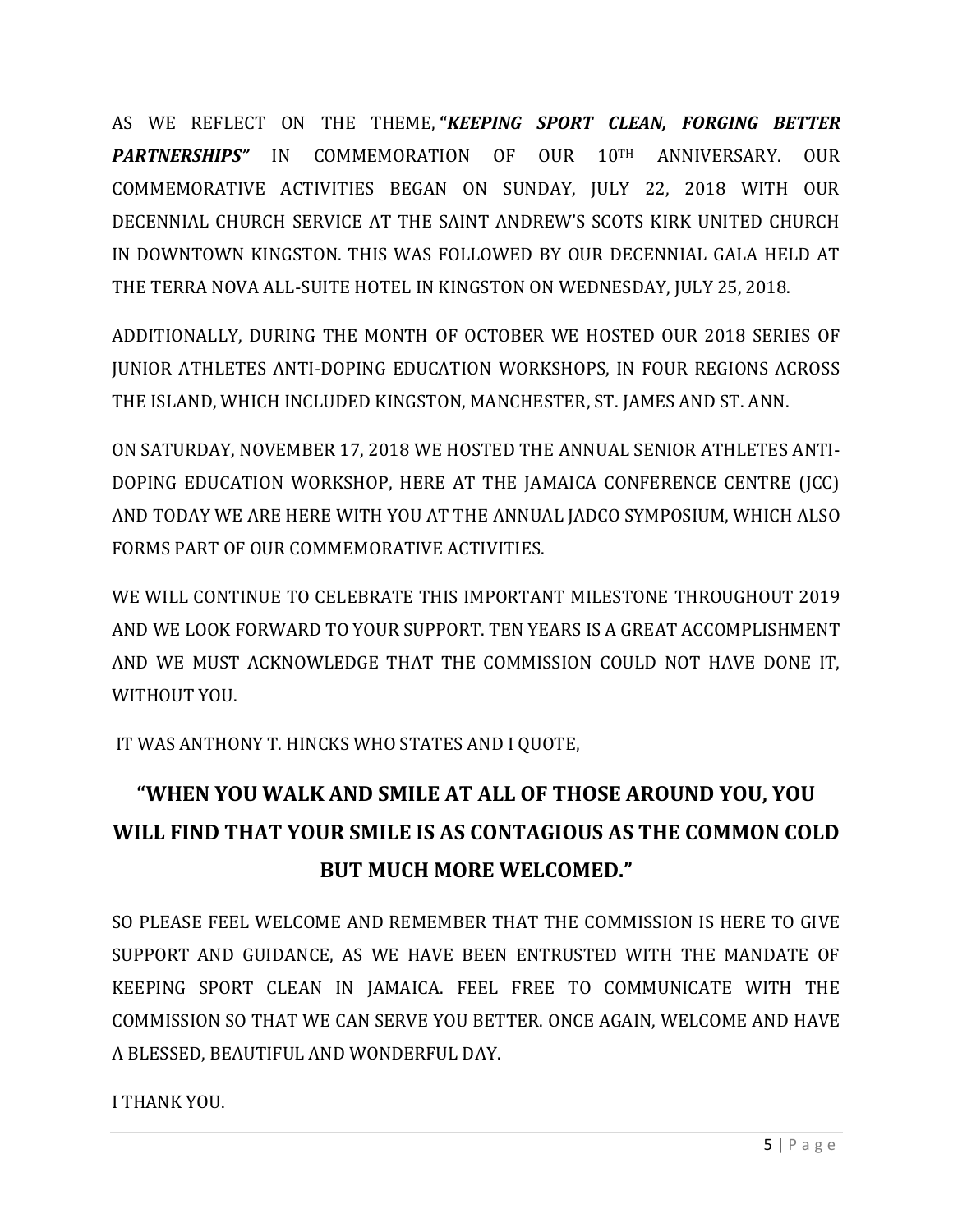AS WE REFLECT ON THE THEME, **"*KEEPING SPORT CLEAN, FORGING BETTER PARTNERSHIPS*"** IN COMMEMORATION OF OUR 10TH ANNIVERSARY. OUR COMMEMORATIVE ACTIVITIES BEGAN ON SUNDAY, JULY 22, 2018 WITH OUR DECENNIAL CHURCH SERVICE AT THE SAINT ANDREW'S SCOTS KIRK UNITED CHURCH IN DOWNTOWN KINGSTON. THIS WAS FOLLOWED BY OUR DECENNIAL GALA HELD AT THE TERRA NOVA ALL-SUITE HOTEL IN KINGSTON ON WEDNESDAY, JULY 25, 2018.

ADDITIONALLY, DURING THE MONTH OF OCTOBER WE HOSTED OUR 2018 SERIES OF JUNIOR ATHLETES ANTI-DOPING EDUCATION WORKSHOPS, IN FOUR REGIONS ACROSS THE ISLAND, WHICH INCLUDED KINGSTON, MANCHESTER, ST. JAMES AND ST. ANN.

ON SATURDAY, NOVEMBER 17, 2018 WE HOSTED THE ANNUAL SENIOR ATHLETES ANTI-DOPING EDUCATION WORKSHOP, HERE AT THE JAMAICA CONFERENCE CENTRE (JCC) AND TODAY WE ARE HERE WITH YOU AT THE ANNUAL JADCO SYMPOSIUM, WHICH ALSO FORMS PART OF OUR COMMEMORATIVE ACTIVITIES.

WE WILL CONTINUE TO CELEBRATE THIS IMPORTANT MILESTONE THROUGHOUT 2019 AND WE LOOK FORWARD TO YOUR SUPPORT. TEN YEARS IS A GREAT ACCOMPLISHMENT AND WE MUST ACKNOWLEDGE THAT THE COMMISSION COULD NOT HAVE DONE IT, WITHOUT YOU.

IT WAS ANTHONY T. HINCKS WHO STATES AND I QUOTE,

**"WHEN YOU WALK AND SMILE AT ALL OF THOSE AROUND YOU, YOU WILL FIND THAT YOUR SMILE IS AS CONTAGIOUS AS THE COMMON COLD BUT MUCH MORE WELCOMED."**

SO PLEASE FEEL WELCOME AND REMEMBER THAT THE COMMISSION IS HERE TO GIVE SUPPORT AND GUIDANCE, AS WE HAVE BEEN ENTRUSTED WITH THE MANDATE OF KEEPING SPORT CLEAN IN JAMAICA. FEEL FREE TO COMMUNICATE WITH THE COMMISSION SO THAT WE CAN SERVE YOU BETTER. ONCE AGAIN, WELCOME AND HAVE A BLESSED, BEAUTIFUL AND WONDERFUL DAY.

I THANK YOU.